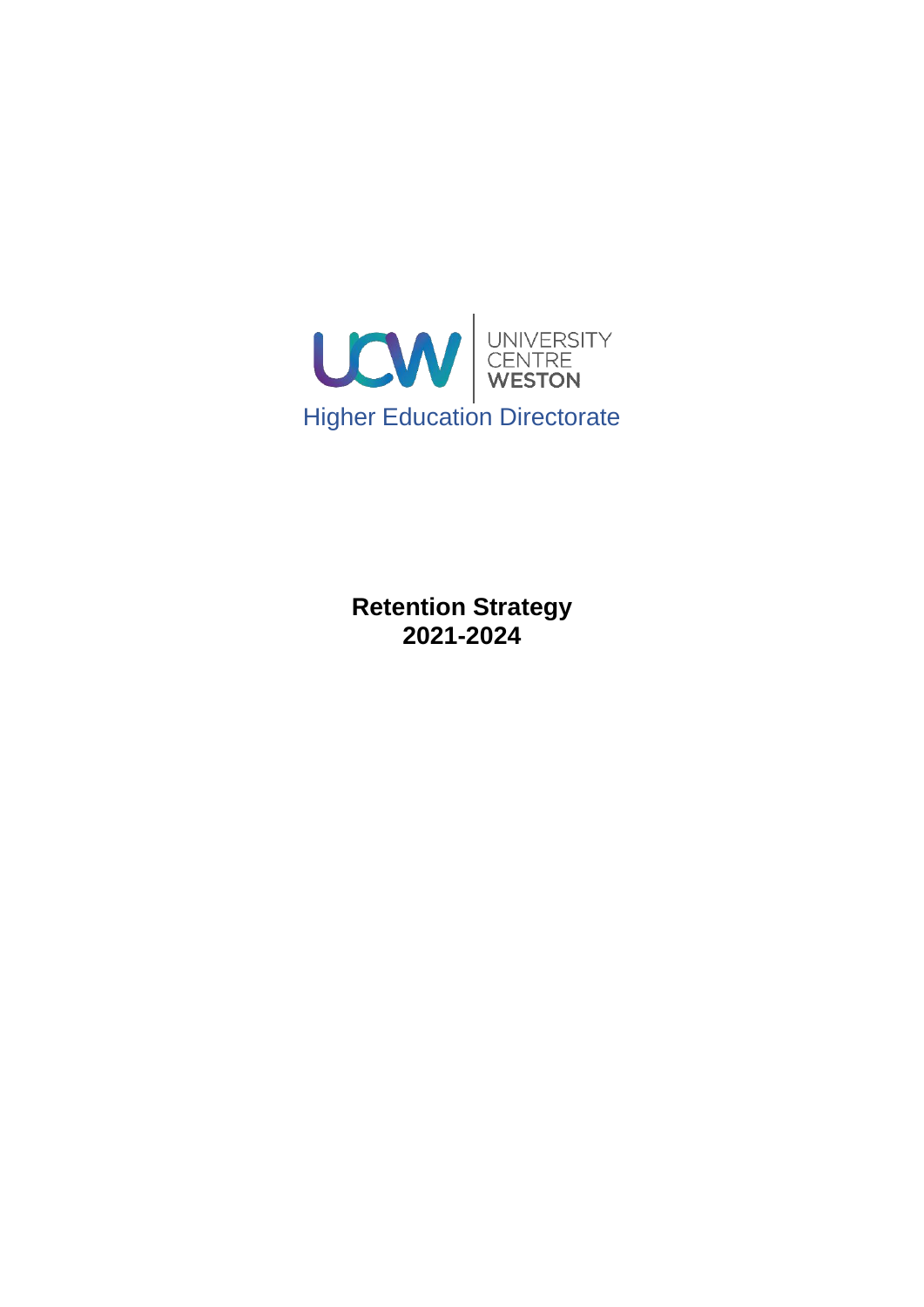UCW | UNIVERSITY CENTRE WESTON

Higher Education Directorate

**Retention Strategy**
**2021-2024**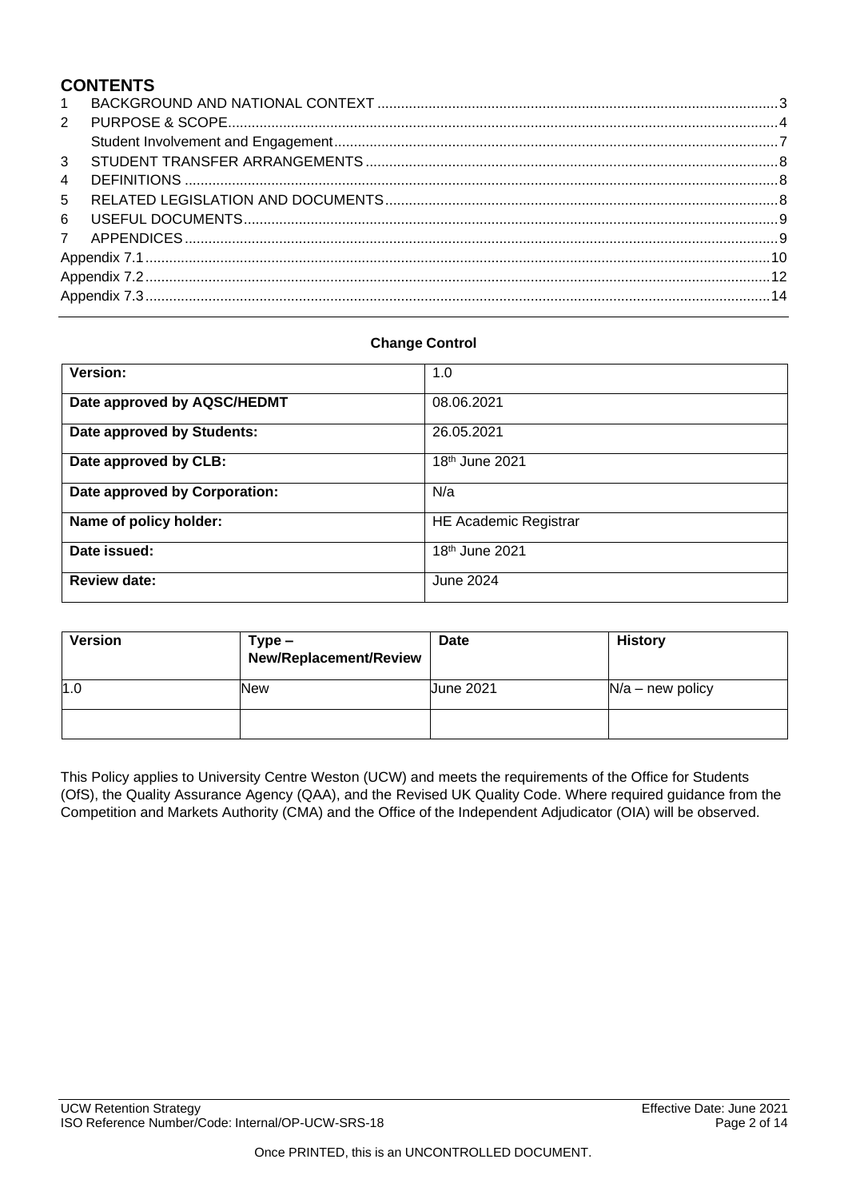## CONTENTS

1 BACKGROUND AND NATIONAL CONTEXT ........ 3
2 PURPOSE & SCOPE ........ 4
Student Involvement and Engagement ........ 7
3 STUDENT TRANSFER ARRANGEMENTS ........ 8
4 DEFINITIONS ........ 8
5 RELATED LEGISLATION AND DOCUMENTS ........ 8
6 USEFUL DOCUMENTS ........ 9
7 APPENDICES ........ 9
Appendix 7.1 ........ 10
Appendix 7.2 ........ 12
Appendix 7.3 ........ 14

**Change Control**

| | |
|---|---|
| **Version:** | 1.0 |
| **Date approved by AQSC/HEDMT** | 08.06.2021 |
| **Date approved by Students:** | 26.05.2021 |
| **Date approved by CLB:** | 18th June 2021 |
| **Date approved by Corporation:** | N/a |
| **Name of policy holder:** | HE Academic Registrar |
| **Date issued:** | 18th June 2021 |
| **Review date:** | June 2024 |

| Version | Type – New/Replacement/Review | Date | History |
|---|---|---|---|
| 1.0 | New | June 2021 | N/a – new policy |
| | | | |

This Policy applies to University Centre Weston (UCW) and meets the requirements of the Office for Students (OfS), the Quality Assurance Agency (QAA), and the Revised UK Quality Code. Where required guidance from the Competition and Markets Authority (CMA) and the Office of the Independent Adjudicator (OIA) will be observed.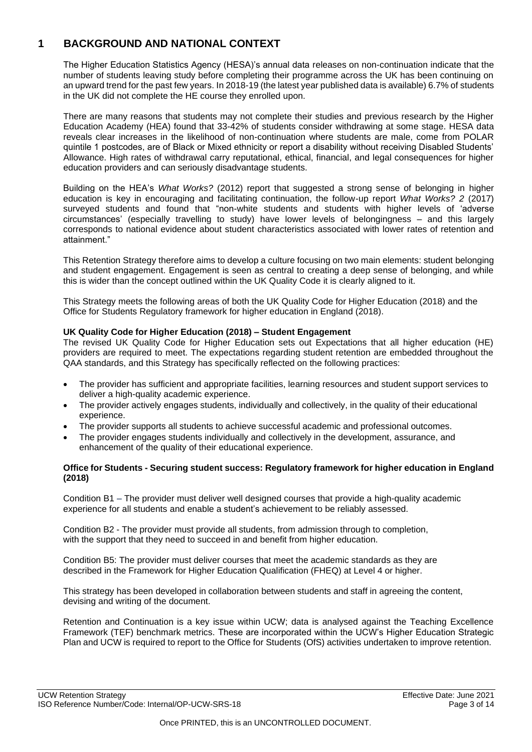# 1 BACKGROUND AND NATIONAL CONTEXT

The Higher Education Statistics Agency (HESA)'s annual data releases on non-continuation indicate that the number of students leaving study before completing their programme across the UK has been continuing on an upward trend for the past few years. In 2018-19 (the latest year published data is available) 6.7% of students in the UK did not complete the HE course they enrolled upon.

There are many reasons that students may not complete their studies and previous research by the Higher Education Academy (HEA) found that 33-42% of students consider withdrawing at some stage. HESA data reveals clear increases in the likelihood of non-continuation where students are male, come from POLAR quintile 1 postcodes, are of Black or Mixed ethnicity or report a disability without receiving Disabled Students' Allowance. High rates of withdrawal carry reputational, ethical, financial, and legal consequences for higher education providers and can seriously disadvantage students.

Building on the HEA's *What Works?* (2012) report that suggested a strong sense of belonging in higher education is key in encouraging and facilitating continuation, the follow-up report *What Works? 2* (2017) surveyed students and found that "non-white students and students with higher levels of 'adverse circumstances' (especially travelling to study) have lower levels of belongingness – and this largely corresponds to national evidence about student characteristics associated with lower rates of retention and attainment."

This Retention Strategy therefore aims to develop a culture focusing on two main elements: student belonging and student engagement. Engagement is seen as central to creating a deep sense of belonging, and while this is wider than the concept outlined within the UK Quality Code it is clearly aligned to it.

This Strategy meets the following areas of both the UK Quality Code for Higher Education (2018) and the Office for Students Regulatory framework for higher education in England (2018).

**UK Quality Code for Higher Education (2018) – Student Engagement**
The revised UK Quality Code for Higher Education sets out Expectations that all higher education (HE) providers are required to meet. The expectations regarding student retention are embedded throughout the QAA standards, and this Strategy has specifically reflected on the following practices:

- The provider has sufficient and appropriate facilities, learning resources and student support services to deliver a high-quality academic experience.
- The provider actively engages students, individually and collectively, in the quality of their educational experience.
- The provider supports all students to achieve successful academic and professional outcomes.
- The provider engages students individually and collectively in the development, assurance, and enhancement of the quality of their educational experience.

**Office for Students - Securing student success: Regulatory framework for higher education in England (2018)**

Condition B1 – The provider must deliver well designed courses that provide a high-quality academic experience for all students and enable a student's achievement to be reliably assessed.

Condition B2 - The provider must provide all students, from admission through to completion, with the support that they need to succeed in and benefit from higher education.

Condition B5: The provider must deliver courses that meet the academic standards as they are described in the Framework for Higher Education Qualification (FHEQ) at Level 4 or higher.

This strategy has been developed in collaboration between students and staff in agreeing the content, devising and writing of the document.

Retention and Continuation is a key issue within UCW; data is analysed against the Teaching Excellence Framework (TEF) benchmark metrics. These are incorporated within the UCW's Higher Education Strategic Plan and UCW is required to report to the Office for Students (OfS) activities undertaken to improve retention.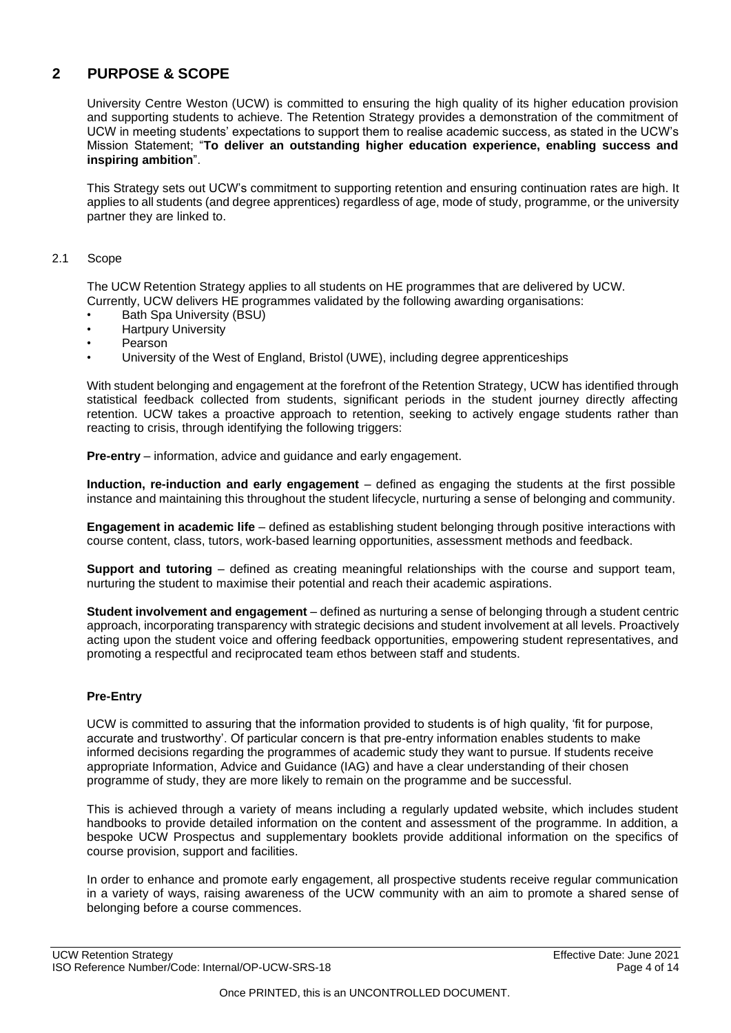## 2 PURPOSE & SCOPE

University Centre Weston (UCW) is committed to ensuring the high quality of its higher education provision and supporting students to achieve. The Retention Strategy provides a demonstration of the commitment of UCW in meeting students' expectations to support them to realise academic success, as stated in the UCW's Mission Statement; "**To deliver an outstanding higher education experience, enabling success and inspiring ambition**".

This Strategy sets out UCW's commitment to supporting retention and ensuring continuation rates are high. It applies to all students (and degree apprentices) regardless of age, mode of study, programme, or the university partner they are linked to.

### 2.1 Scope

The UCW Retention Strategy applies to all students on HE programmes that are delivered by UCW. Currently, UCW delivers HE programmes validated by the following awarding organisations:

- Bath Spa University (BSU)
- Hartpury University
- Pearson
- University of the West of England, Bristol (UWE), including degree apprenticeships

With student belonging and engagement at the forefront of the Retention Strategy, UCW has identified through statistical feedback collected from students, significant periods in the student journey directly affecting retention. UCW takes a proactive approach to retention, seeking to actively engage students rather than reacting to crisis, through identifying the following triggers:

**Pre-entry** – information, advice and guidance and early engagement.

**Induction, re-induction and early engagement** – defined as engaging the students at the first possible instance and maintaining this throughout the student lifecycle, nurturing a sense of belonging and community.

**Engagement in academic life** – defined as establishing student belonging through positive interactions with course content, class, tutors, work-based learning opportunities, assessment methods and feedback.

**Support and tutoring** – defined as creating meaningful relationships with the course and support team, nurturing the student to maximise their potential and reach their academic aspirations.

**Student involvement and engagement** – defined as nurturing a sense of belonging through a student centric approach, incorporating transparency with strategic decisions and student involvement at all levels. Proactively acting upon the student voice and offering feedback opportunities, empowering student representatives, and promoting a respectful and reciprocated team ethos between staff and students.

#### Pre-Entry

UCW is committed to assuring that the information provided to students is of high quality, 'fit for purpose, accurate and trustworthy'. Of particular concern is that pre-entry information enables students to make informed decisions regarding the programmes of academic study they want to pursue. If students receive appropriate Information, Advice and Guidance (IAG) and have a clear understanding of their chosen programme of study, they are more likely to remain on the programme and be successful.

This is achieved through a variety of means including a regularly updated website, which includes student handbooks to provide detailed information on the content and assessment of the programme. In addition, a bespoke UCW Prospectus and supplementary booklets provide additional information on the specifics of course provision, support and facilities.

In order to enhance and promote early engagement, all prospective students receive regular communication in a variety of ways, raising awareness of the UCW community with an aim to promote a shared sense of belonging before a course commences.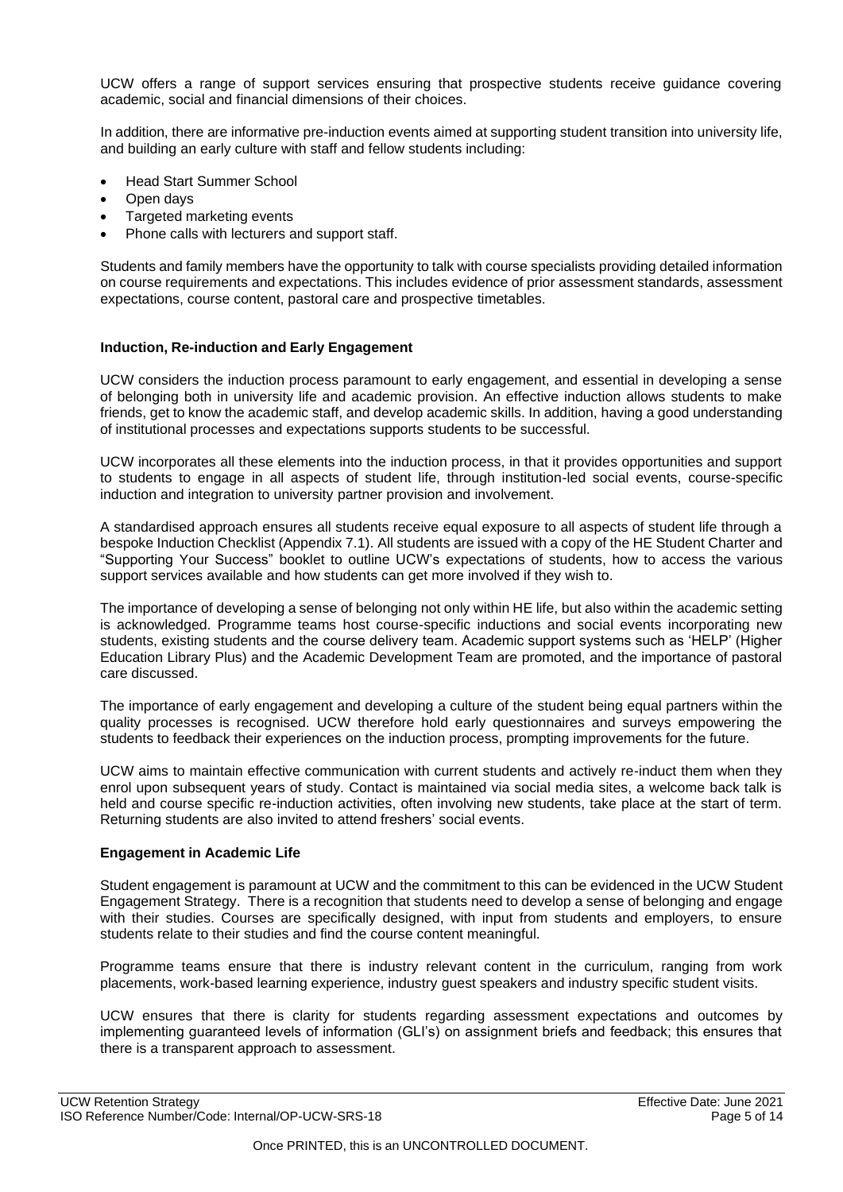UCW offers a range of support services ensuring that prospective students receive guidance covering academic, social and financial dimensions of their choices.

In addition, there are informative pre-induction events aimed at supporting student transition into university life, and building an early culture with staff and fellow students including:

- Head Start Summer School
- Open days
- Targeted marketing events
- Phone calls with lecturers and support staff.

Students and family members have the opportunity to talk with course specialists providing detailed information on course requirements and expectations. This includes evidence of prior assessment standards, assessment expectations, course content, pastoral care and prospective timetables.

**Induction, Re-induction and Early Engagement**

UCW considers the induction process paramount to early engagement, and essential in developing a sense of belonging both in university life and academic provision. An effective induction allows students to make friends, get to know the academic staff, and develop academic skills. In addition, having a good understanding of institutional processes and expectations supports students to be successful.

UCW incorporates all these elements into the induction process, in that it provides opportunities and support to students to engage in all aspects of student life, through institution-led social events, course-specific induction and integration to university partner provision and involvement.

A standardised approach ensures all students receive equal exposure to all aspects of student life through a bespoke Induction Checklist (Appendix 7.1). All students are issued with a copy of the HE Student Charter and "Supporting Your Success" booklet to outline UCW's expectations of students, how to access the various support services available and how students can get more involved if they wish to.

The importance of developing a sense of belonging not only within HE life, but also within the academic setting is acknowledged. Programme teams host course-specific inductions and social events incorporating new students, existing students and the course delivery team. Academic support systems such as 'HELP' (Higher Education Library Plus) and the Academic Development Team are promoted, and the importance of pastoral care discussed.

The importance of early engagement and developing a culture of the student being equal partners within the quality processes is recognised. UCW therefore hold early questionnaires and surveys empowering the students to feedback their experiences on the induction process, prompting improvements for the future.

UCW aims to maintain effective communication with current students and actively re-induct them when they enrol upon subsequent years of study. Contact is maintained via social media sites, a welcome back talk is held and course specific re-induction activities, often involving new students, take place at the start of term. Returning students are also invited to attend freshers' social events.

**Engagement in Academic Life**

Student engagement is paramount at UCW and the commitment to this can be evidenced in the UCW Student Engagement Strategy. There is a recognition that students need to develop a sense of belonging and engage with their studies. Courses are specifically designed, with input from students and employers, to ensure students relate to their studies and find the course content meaningful.

Programme teams ensure that there is industry relevant content in the curriculum, ranging from work placements, work-based learning experience, industry guest speakers and industry specific student visits.

UCW ensures that there is clarity for students regarding assessment expectations and outcomes by implementing guaranteed levels of information (GLI's) on assignment briefs and feedback; this ensures that there is a transparent approach to assessment.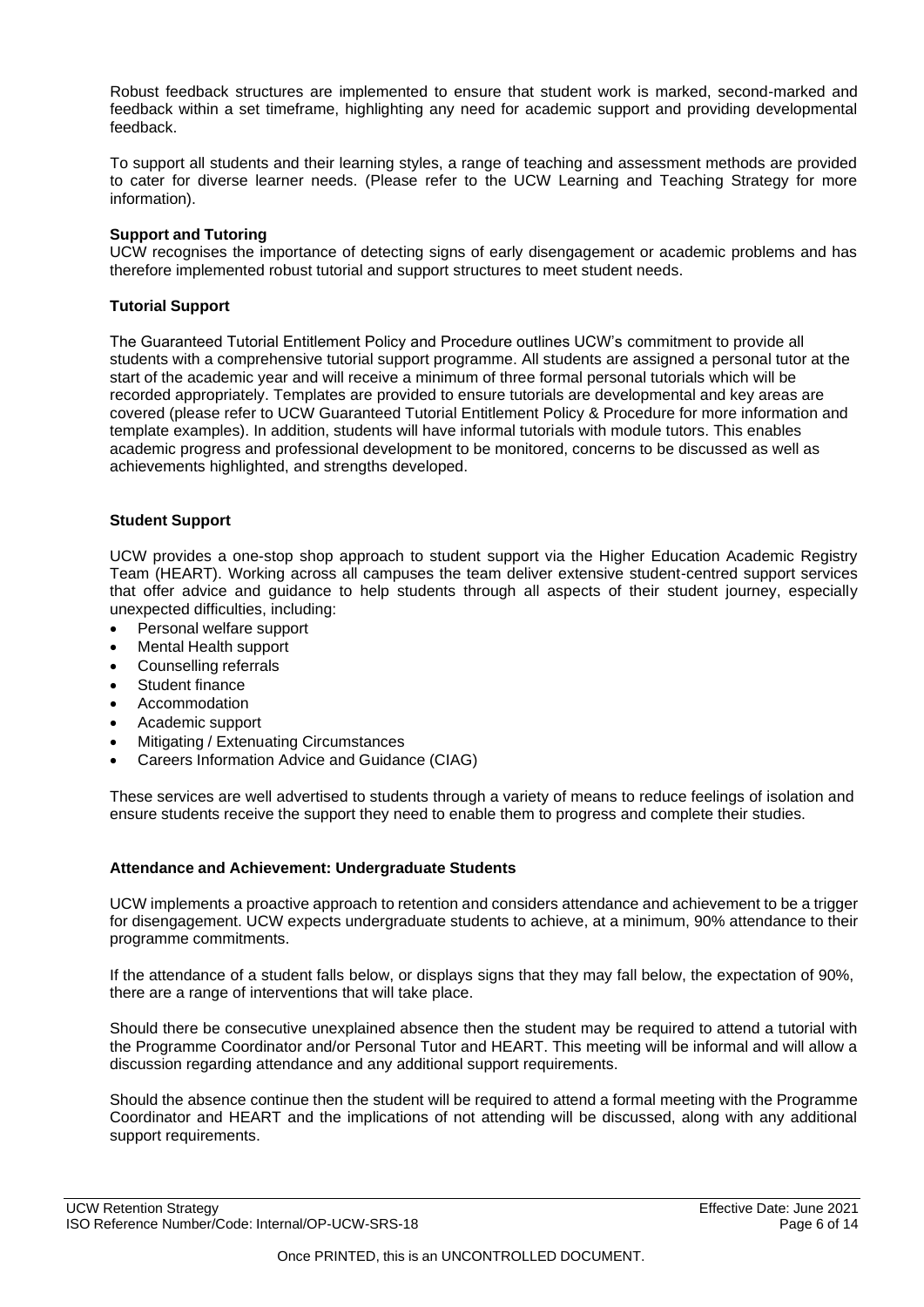Robust feedback structures are implemented to ensure that student work is marked, second-marked and feedback within a set timeframe, highlighting any need for academic support and providing developmental feedback.

To support all students and their learning styles, a range of teaching and assessment methods are provided to cater for diverse learner needs. (Please refer to the UCW Learning and Teaching Strategy for more information).

**Support and Tutoring**

UCW recognises the importance of detecting signs of early disengagement or academic problems and has therefore implemented robust tutorial and support structures to meet student needs.

**Tutorial Support**

The Guaranteed Tutorial Entitlement Policy and Procedure outlines UCW's commitment to provide all students with a comprehensive tutorial support programme. All students are assigned a personal tutor at the start of the academic year and will receive a minimum of three formal personal tutorials which will be recorded appropriately. Templates are provided to ensure tutorials are developmental and key areas are covered (please refer to UCW Guaranteed Tutorial Entitlement Policy & Procedure for more information and template examples). In addition, students will have informal tutorials with module tutors. This enables academic progress and professional development to be monitored, concerns to be discussed as well as achievements highlighted, and strengths developed.

**Student Support**

UCW provides a one-stop shop approach to student support via the Higher Education Academic Registry Team (HEART). Working across all campuses the team deliver extensive student-centred support services that offer advice and guidance to help students through all aspects of their student journey, especially unexpected difficulties, including:

- Personal welfare support
- Mental Health support
- Counselling referrals
- Student finance
- Accommodation
- Academic support
- Mitigating / Extenuating Circumstances
- Careers Information Advice and Guidance (CIAG)

These services are well advertised to students through a variety of means to reduce feelings of isolation and ensure students receive the support they need to enable them to progress and complete their studies.

**Attendance and Achievement: Undergraduate Students**

UCW implements a proactive approach to retention and considers attendance and achievement to be a trigger for disengagement. UCW expects undergraduate students to achieve, at a minimum, 90% attendance to their programme commitments.

If the attendance of a student falls below, or displays signs that they may fall below, the expectation of 90%, there are a range of interventions that will take place.

Should there be consecutive unexplained absence then the student may be required to attend a tutorial with the Programme Coordinator and/or Personal Tutor and HEART. This meeting will be informal and will allow a discussion regarding attendance and any additional support requirements.

Should the absence continue then the student will be required to attend a formal meeting with the Programme Coordinator and HEART and the implications of not attending will be discussed, along with any additional support requirements.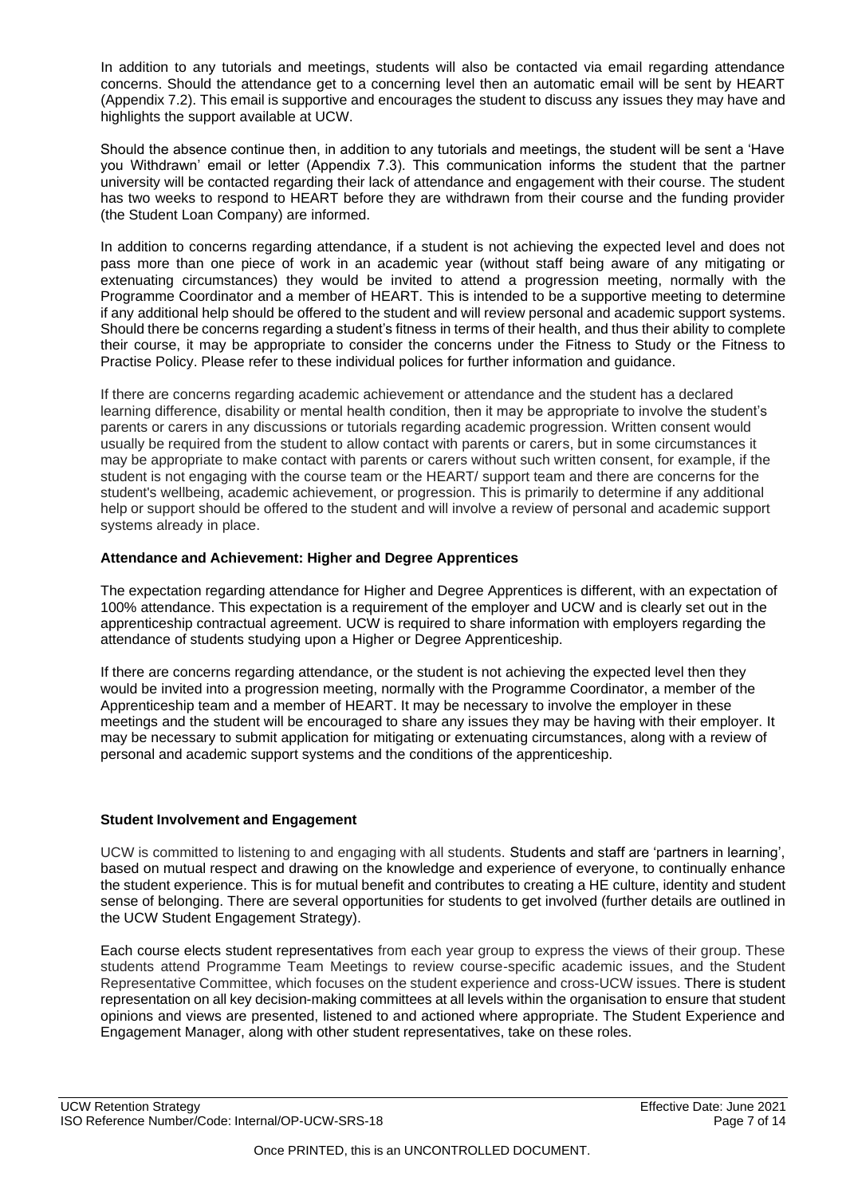In addition to any tutorials and meetings, students will also be contacted via email regarding attendance concerns. Should the attendance get to a concerning level then an automatic email will be sent by HEART (Appendix 7.2). This email is supportive and encourages the student to discuss any issues they may have and highlights the support available at UCW.

Should the absence continue then, in addition to any tutorials and meetings, the student will be sent a 'Have you Withdrawn' email or letter (Appendix 7.3). This communication informs the student that the partner university will be contacted regarding their lack of attendance and engagement with their course. The student has two weeks to respond to HEART before they are withdrawn from their course and the funding provider (the Student Loan Company) are informed.

In addition to concerns regarding attendance, if a student is not achieving the expected level and does not pass more than one piece of work in an academic year (without staff being aware of any mitigating or extenuating circumstances) they would be invited to attend a progression meeting, normally with the Programme Coordinator and a member of HEART. This is intended to be a supportive meeting to determine if any additional help should be offered to the student and will review personal and academic support systems. Should there be concerns regarding a student's fitness in terms of their health, and thus their ability to complete their course, it may be appropriate to consider the concerns under the Fitness to Study or the Fitness to Practise Policy. Please refer to these individual polices for further information and guidance.

If there are concerns regarding academic achievement or attendance and the student has a declared learning difference, disability or mental health condition, then it may be appropriate to involve the student's parents or carers in any discussions or tutorials regarding academic progression. Written consent would usually be required from the student to allow contact with parents or carers, but in some circumstances it may be appropriate to make contact with parents or carers without such written consent, for example, if the student is not engaging with the course team or the HEART/ support team and there are concerns for the student's wellbeing, academic achievement, or progression. This is primarily to determine if any additional help or support should be offered to the student and will involve a review of personal and academic support systems already in place.

**Attendance and Achievement: Higher and Degree Apprentices**

The expectation regarding attendance for Higher and Degree Apprentices is different, with an expectation of 100% attendance. This expectation is a requirement of the employer and UCW and is clearly set out in the apprenticeship contractual agreement. UCW is required to share information with employers regarding the attendance of students studying upon a Higher or Degree Apprenticeship.

If there are concerns regarding attendance, or the student is not achieving the expected level then they would be invited into a progression meeting, normally with the Programme Coordinator, a member of the Apprenticeship team and a member of HEART. It may be necessary to involve the employer in these meetings and the student will be encouraged to share any issues they may be having with their employer. It may be necessary to submit application for mitigating or extenuating circumstances, along with a review of personal and academic support systems and the conditions of the apprenticeship.

**Student Involvement and Engagement**

UCW is committed to listening to and engaging with all students. Students and staff are 'partners in learning', based on mutual respect and drawing on the knowledge and experience of everyone, to continually enhance the student experience. This is for mutual benefit and contributes to creating a HE culture, identity and student sense of belonging. There are several opportunities for students to get involved (further details are outlined in the UCW Student Engagement Strategy).

Each course elects student representatives from each year group to express the views of their group. These students attend Programme Team Meetings to review course-specific academic issues, and the Student Representative Committee, which focuses on the student experience and cross-UCW issues. There is student representation on all key decision-making committees at all levels within the organisation to ensure that student opinions and views are presented, listened to and actioned where appropriate. The Student Experience and Engagement Manager, along with other student representatives, take on these roles.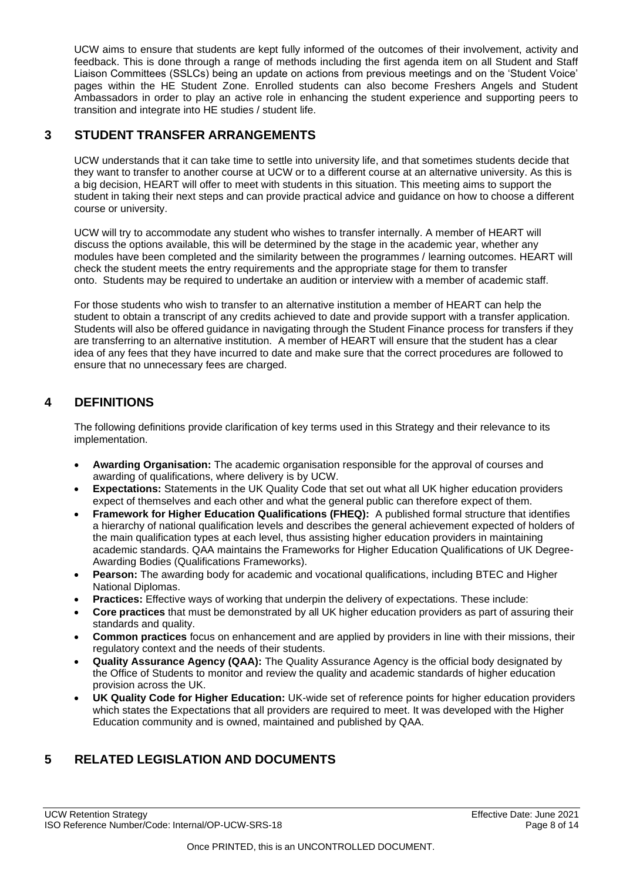UCW aims to ensure that students are kept fully informed of the outcomes of their involvement, activity and feedback. This is done through a range of methods including the first agenda item on all Student and Staff Liaison Committees (SSLCs) being an update on actions from previous meetings and on the 'Student Voice' pages within the HE Student Zone. Enrolled students can also become Freshers Angels and Student Ambassadors in order to play an active role in enhancing the student experience and supporting peers to transition and integrate into HE studies / student life.

## 3 STUDENT TRANSFER ARRANGEMENTS

UCW understands that it can take time to settle into university life, and that sometimes students decide that they want to transfer to another course at UCW or to a different course at an alternative university. As this is a big decision, HEART will offer to meet with students in this situation. This meeting aims to support the student in taking their next steps and can provide practical advice and guidance on how to choose a different course or university.

UCW will try to accommodate any student who wishes to transfer internally. A member of HEART will discuss the options available, this will be determined by the stage in the academic year, whether any modules have been completed and the similarity between the programmes / learning outcomes. HEART will check the student meets the entry requirements and the appropriate stage for them to transfer onto. Students may be required to undertake an audition or interview with a member of academic staff.

For those students who wish to transfer to an alternative institution a member of HEART can help the student to obtain a transcript of any credits achieved to date and provide support with a transfer application. Students will also be offered guidance in navigating through the Student Finance process for transfers if they are transferring to an alternative institution. A member of HEART will ensure that the student has a clear idea of any fees that they have incurred to date and make sure that the correct procedures are followed to ensure that no unnecessary fees are charged.

## 4 DEFINITIONS

The following definitions provide clarification of key terms used in this Strategy and their relevance to its implementation.

- **Awarding Organisation:** The academic organisation responsible for the approval of courses and awarding of qualifications, where delivery is by UCW.
- **Expectations:** Statements in the UK Quality Code that set out what all UK higher education providers expect of themselves and each other and what the general public can therefore expect of them.
- **Framework for Higher Education Qualifications (FHEQ):** A published formal structure that identifies a hierarchy of national qualification levels and describes the general achievement expected of holders of the main qualification types at each level, thus assisting higher education providers in maintaining academic standards. QAA maintains the Frameworks for Higher Education Qualifications of UK Degree-Awarding Bodies (Qualifications Frameworks).
- **Pearson:** The awarding body for academic and vocational qualifications, including BTEC and Higher National Diplomas.
- **Practices:** Effective ways of working that underpin the delivery of expectations. These include:
- **Core practices** that must be demonstrated by all UK higher education providers as part of assuring their standards and quality.
- **Common practices** focus on enhancement and are applied by providers in line with their missions, their regulatory context and the needs of their students.
- **Quality Assurance Agency (QAA):** The Quality Assurance Agency is the official body designated by the Office of Students to monitor and review the quality and academic standards of higher education provision across the UK.
- **UK Quality Code for Higher Education:** UK-wide set of reference points for higher education providers which states the Expectations that all providers are required to meet. It was developed with the Higher Education community and is owned, maintained and published by QAA.

## 5 RELATED LEGISLATION AND DOCUMENTS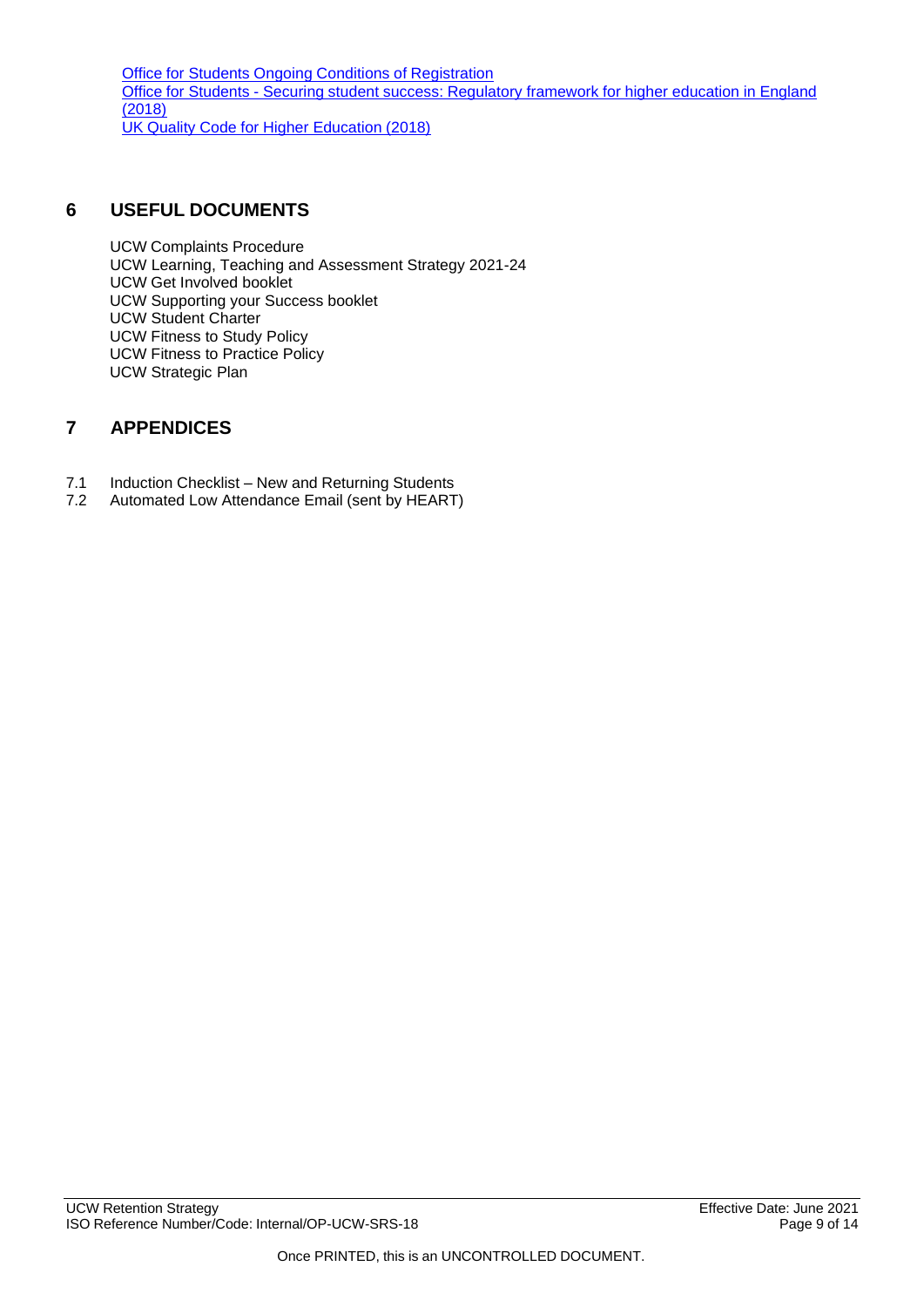[Office for Students Ongoing Conditions of Registration]
[Office for Students - Securing student success: Regulatory framework for higher education in England (2018)]
[UK Quality Code for Higher Education (2018)]

## 6 USEFUL DOCUMENTS

UCW Complaints Procedure
UCW Learning, Teaching and Assessment Strategy 2021-24
UCW Get Involved booklet
UCW Supporting your Success booklet
UCW Student Charter
UCW Fitness to Study Policy
UCW Fitness to Practice Policy
UCW Strategic Plan

## 7 APPENDICES

7.1 Induction Checklist – New and Returning Students
7.2 Automated Low Attendance Email (sent by HEART)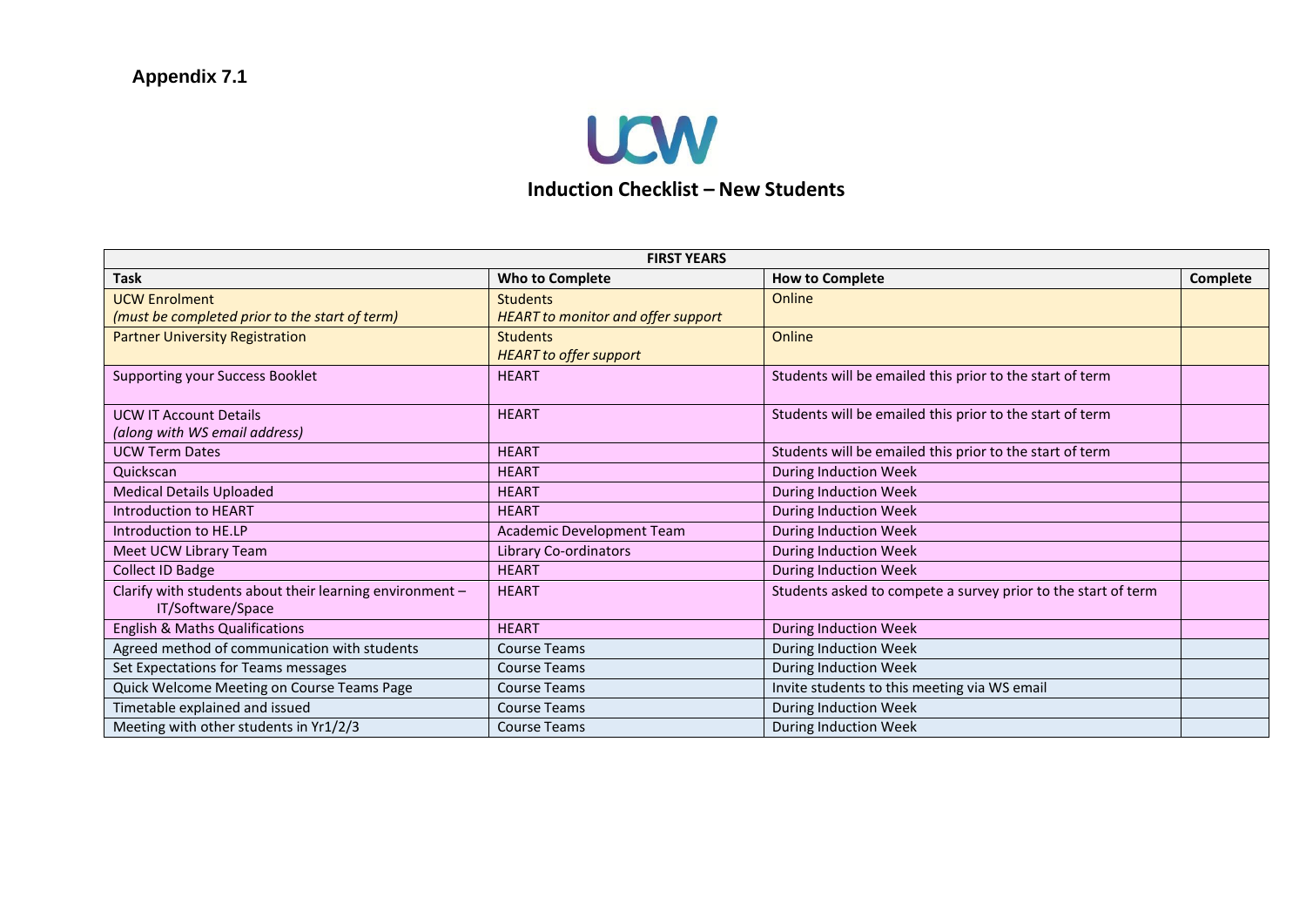**Appendix 7.1**

UCW

## Induction Checklist – New Students

| FIRST YEARS | | | |
|---|---|---|---|
| **Task** | **Who to Complete** | **How to Complete** | **Complete** |
| UCW Enrolment *(must be completed prior to the start of term)* | Students *HEART to monitor and offer support* | Online | |
| Partner University Registration | Students *HEART to offer support* | Online | |
| Supporting your Success Booklet | HEART | Students will be emailed this prior to the start of term | |
| UCW IT Account Details *(along with WS email address)* | HEART | Students will be emailed this prior to the start of term | |
| UCW Term Dates | HEART | Students will be emailed this prior to the start of term | |
| Quickscan | HEART | During Induction Week | |
| Medical Details Uploaded | HEART | During Induction Week | |
| Introduction to HEART | HEART | During Induction Week | |
| Introduction to HE.LP | Academic Development Team | During Induction Week | |
| Meet UCW Library Team | Library Co-ordinators | During Induction Week | |
| Collect ID Badge | HEART | During Induction Week | |
| Clarify with students about their learning environment – IT/Software/Space | HEART | Students asked to compete a survey prior to the start of term | |
| English & Maths Qualifications | HEART | During Induction Week | |
| Agreed method of communication with students | Course Teams | During Induction Week | |
| Set Expectations for Teams messages | Course Teams | During Induction Week | |
| Quick Welcome Meeting on Course Teams Page | Course Teams | Invite students to this meeting via WS email | |
| Timetable explained and issued | Course Teams | During Induction Week | |
| Meeting with other students in Yr1/2/3 | Course Teams | During Induction Week | |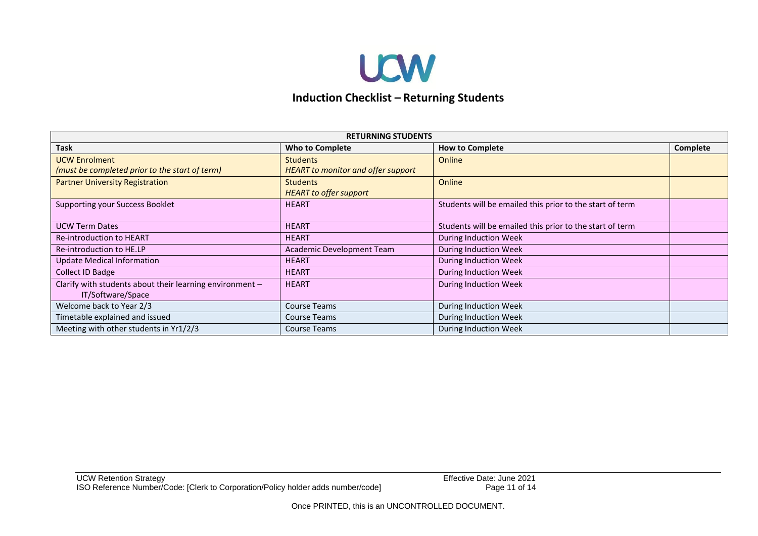# Induction Checklist – Returning Students

| RETURNING STUDENTS | | | |
|---|---|---|---|
| **Task** | **Who to Complete** | **How to Complete** | **Complete** |
| UCW Enrolment<br>*(must be completed prior to the start of term)* | Students<br>*HEART to monitor and offer support* | Online | |
| Partner University Registration | Students<br>*HEART to offer support* | Online | |
| Supporting your Success Booklet | HEART | Students will be emailed this prior to the start of term | |
| UCW Term Dates | HEART | Students will be emailed this prior to the start of term | |
| Re-introduction to HEART | HEART | During Induction Week | |
| Re-introduction to HE.LP | Academic Development Team | During Induction Week | |
| Update Medical Information | HEART | During Induction Week | |
| Collect ID Badge | HEART | During Induction Week | |
| Clarify with students about their learning environment – IT/Software/Space | HEART | During Induction Week | |
| Welcome back to Year 2/3 | Course Teams | During Induction Week | |
| Timetable explained and issued | Course Teams | During Induction Week | |
| Meeting with other students in Yr1/2/3 | Course Teams | During Induction Week | |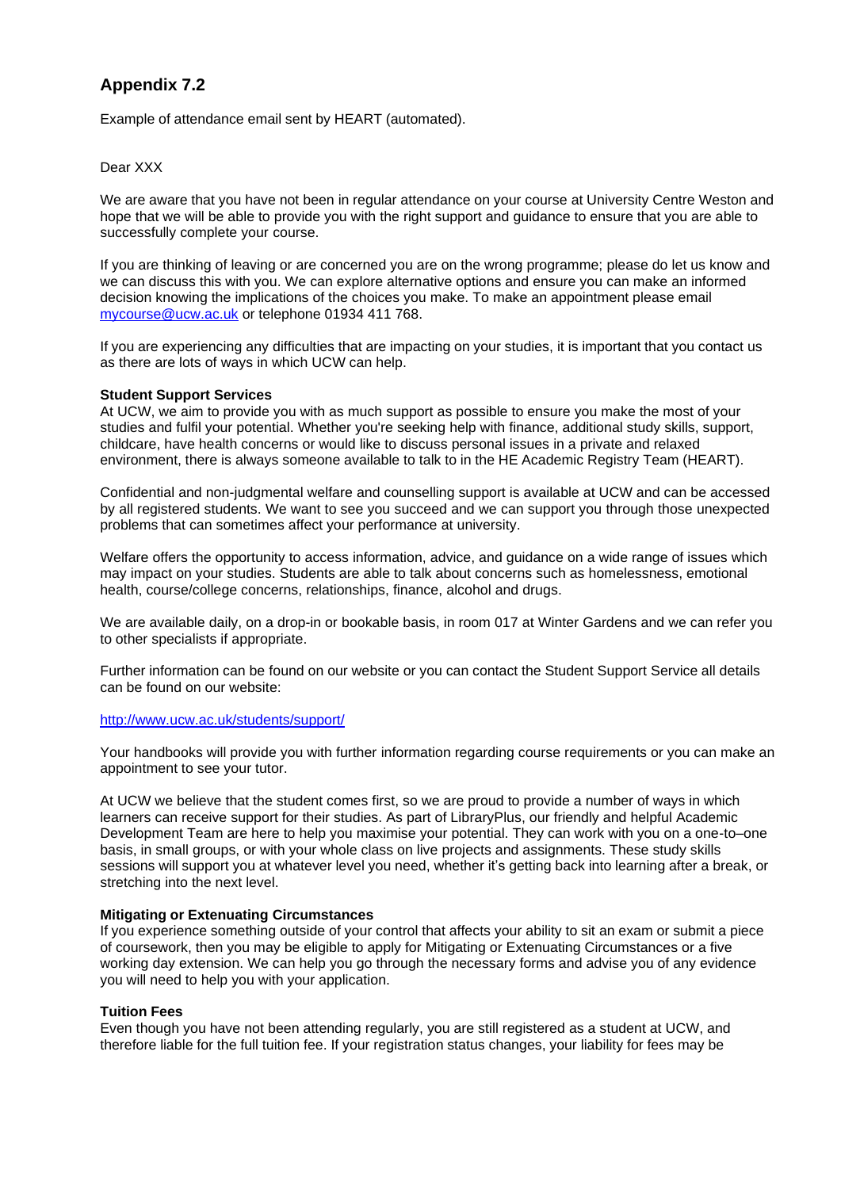## Appendix 7.2

Example of attendance email sent by HEART (automated).

Dear XXX

We are aware that you have not been in regular attendance on your course at University Centre Weston and hope that we will be able to provide you with the right support and guidance to ensure that you are able to successfully complete your course.

If you are thinking of leaving or are concerned you are on the wrong programme; please do let us know and we can discuss this with you. We can explore alternative options and ensure you can make an informed decision knowing the implications of the choices you make. To make an appointment please email mycourse@ucw.ac.uk or telephone 01934 411 768.

If you are experiencing any difficulties that are impacting on your studies, it is important that you contact us as there are lots of ways in which UCW can help.

**Student Support Services**
At UCW, we aim to provide you with as much support as possible to ensure you make the most of your studies and fulfil your potential. Whether you're seeking help with finance, additional study skills, support, childcare, have health concerns or would like to discuss personal issues in a private and relaxed environment, there is always someone available to talk to in the HE Academic Registry Team (HEART).

Confidential and non-judgmental welfare and counselling support is available at UCW and can be accessed by all registered students. We want to see you succeed and we can support you through those unexpected problems that can sometimes affect your performance at university.

Welfare offers the opportunity to access information, advice, and guidance on a wide range of issues which may impact on your studies. Students are able to talk about concerns such as homelessness, emotional health, course/college concerns, relationships, finance, alcohol and drugs.

We are available daily, on a drop-in or bookable basis, in room 017 at Winter Gardens and we can refer you to other specialists if appropriate.

Further information can be found on our website or you can contact the Student Support Service all details can be found on our website:

http://www.ucw.ac.uk/students/support/

Your handbooks will provide you with further information regarding course requirements or you can make an appointment to see your tutor.

At UCW we believe that the student comes first, so we are proud to provide a number of ways in which learners can receive support for their studies. As part of LibraryPlus, our friendly and helpful Academic Development Team are here to help you maximise your potential. They can work with you on a one-to–one basis, in small groups, or with your whole class on live projects and assignments. These study skills sessions will support you at whatever level you need, whether it's getting back into learning after a break, or stretching into the next level.

**Mitigating or Extenuating Circumstances**
If you experience something outside of your control that affects your ability to sit an exam or submit a piece of coursework, then you may be eligible to apply for Mitigating or Extenuating Circumstances or a five working day extension. We can help you go through the necessary forms and advise you of any evidence you will need to help you with your application.

**Tuition Fees**
Even though you have not been attending regularly, you are still registered as a student at UCW, and therefore liable for the full tuition fee. If your registration status changes, your liability for fees may be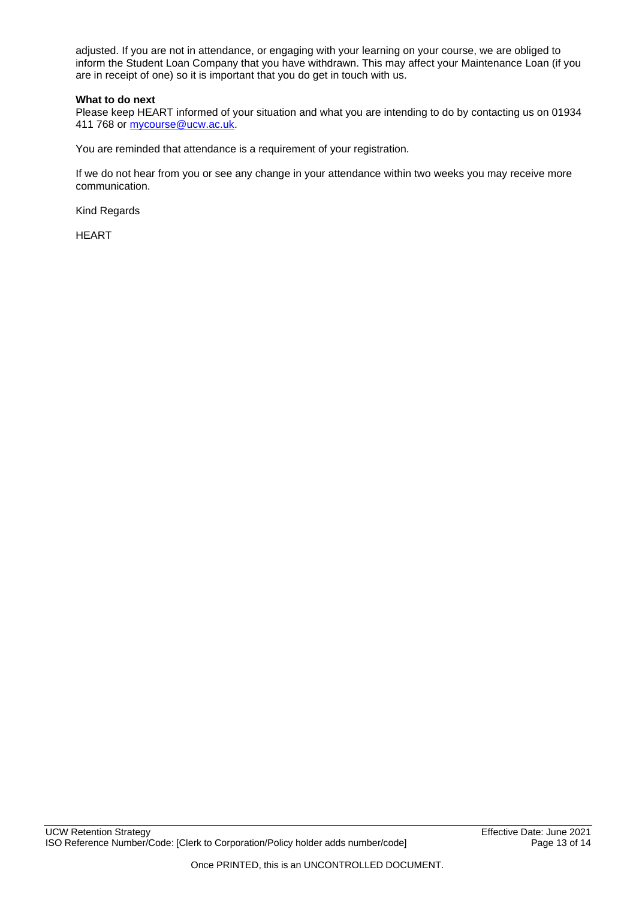adjusted. If you are not in attendance, or engaging with your learning on your course, we are obliged to inform the Student Loan Company that you have withdrawn. This may affect your Maintenance Loan (if you are in receipt of one) so it is important that you do get in touch with us.

**What to do next**
Please keep HEART informed of your situation and what you are intending to do by contacting us on 01934 411 768 or mycourse@ucw.ac.uk.

You are reminded that attendance is a requirement of your registration.

If we do not hear from you or see any change in your attendance within two weeks you may receive more communication.

Kind Regards

HEART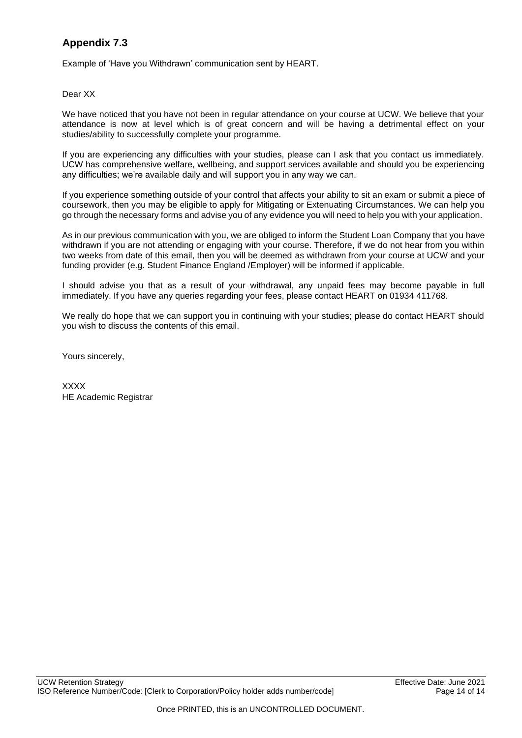## Appendix 7.3

Example of 'Have you Withdrawn' communication sent by HEART.

Dear XX

We have noticed that you have not been in regular attendance on your course at UCW. We believe that your attendance is now at level which is of great concern and will be having a detrimental effect on your studies/ability to successfully complete your programme.

If you are experiencing any difficulties with your studies, please can I ask that you contact us immediately. UCW has comprehensive welfare, wellbeing, and support services available and should you be experiencing any difficulties; we're available daily and will support you in any way we can.

If you experience something outside of your control that affects your ability to sit an exam or submit a piece of coursework, then you may be eligible to apply for Mitigating or Extenuating Circumstances. We can help you go through the necessary forms and advise you of any evidence you will need to help you with your application.

As in our previous communication with you, we are obliged to inform the Student Loan Company that you have withdrawn if you are not attending or engaging with your course. Therefore, if we do not hear from you within two weeks from date of this email, then you will be deemed as withdrawn from your course at UCW and your funding provider (e.g. Student Finance England /Employer) will be informed if applicable.

I should advise you that as a result of your withdrawal, any unpaid fees may become payable in full immediately. If you have any queries regarding your fees, please contact HEART on 01934 411768.

We really do hope that we can support you in continuing with your studies; please do contact HEART should you wish to discuss the contents of this email.

Yours sincerely,

XXXX
HE Academic Registrar